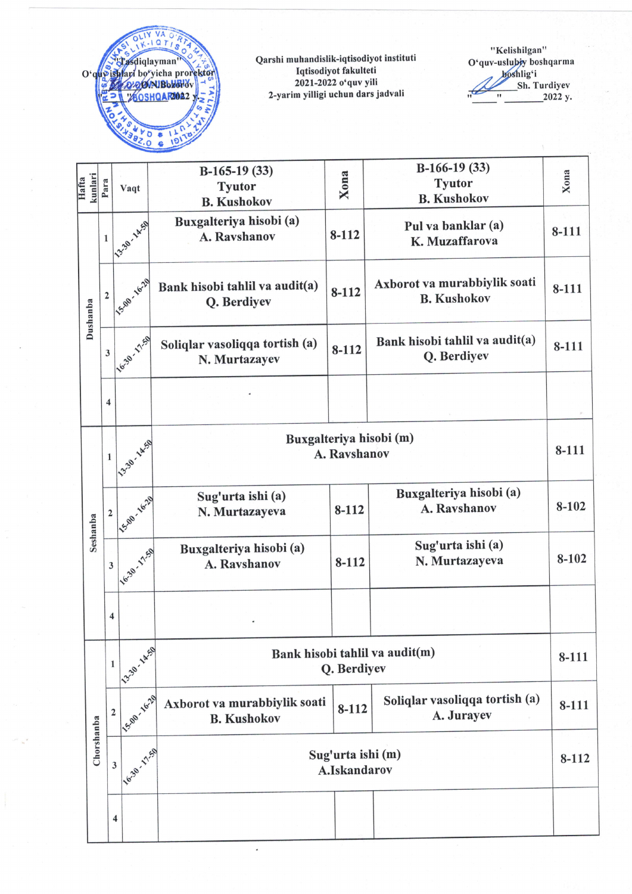"Tasdiqlayman"
O'quv ishlari bo'yicha prorektor
O.N.Bozorov
"___" ______ 2022 y.

Qarshi muhandislik-iqtisodiyot instituti
Iqtisodiyot fakulteti
2021-2022 o'quv yili
2-yarim yilligi uchun dars jadvali

"Kelishilgan"
O'quv-uslubiy boshqarma boshlig'i
________ Sh. Turdiyev
"_____" ________ 2022 y.

| Hafta kunlari | Para | Vaqt | B-165-19 (33) Tyutor B. Kushokov | Xona | B-166-19 (33) Tyutor B. Kushokov | Xona |
|---|---|---|---|---|---|---|
| Dushanba | 1 | 13-30 - 14-50 | Buxgalteriya hisobi (a) A. Ravshanov | 8-112 | Pul va banklar (a) K. Muzaffarova | 8-111 |
| | 2 | 15-00 - 16-20 | Bank hisobi tahlil va audit(a) Q. Berdiyev | 8-112 | Axborot va murabbiylik soati B. Kushokov | 8-111 |
| | 3 | 16-30 - 17-50 | Soliqlar vasoliqqa tortish (a) N. Murtazayev | 8-112 | Bank hisobi tahlil va audit(a) Q. Berdiyev | 8-111 |
| | 4 | | | | | |
| Seshanba | 1 | 13-30 - 14-50 | Buxgalteriya hisobi (m) A. Ravshanov | | | 8-111 |
| | 2 | 15-00 - 16-20 | Sug'urta ishi (a) N. Murtazayeva | 8-112 | Buxgalteriya hisobi (a) A. Ravshanov | 8-102 |
| | 3 | 16-30 - 17-50 | Buxgalteriya hisobi (a) A. Ravshanov | 8-112 | Sug'urta ishi (a) N. Murtazayeva | 8-102 |
| | 4 | | | | | |
| Chorshanba | 1 | 13-30 - 14-50 | Bank hisobi tahlil va audit(m) Q. Berdiyev | | | 8-111 |
| | 2 | 15-00 - 16-20 | Axborot va murabbiylik soati B. Kushokov | 8-112 | Soliqlar vasoliqqa tortish (a) A. Jurayev | 8-111 |
| | 3 | 16-30 - 17-50 | Sug'urta ishi (m) A.Iskandarov | | | 8-112 |
| | 4 | | | | | |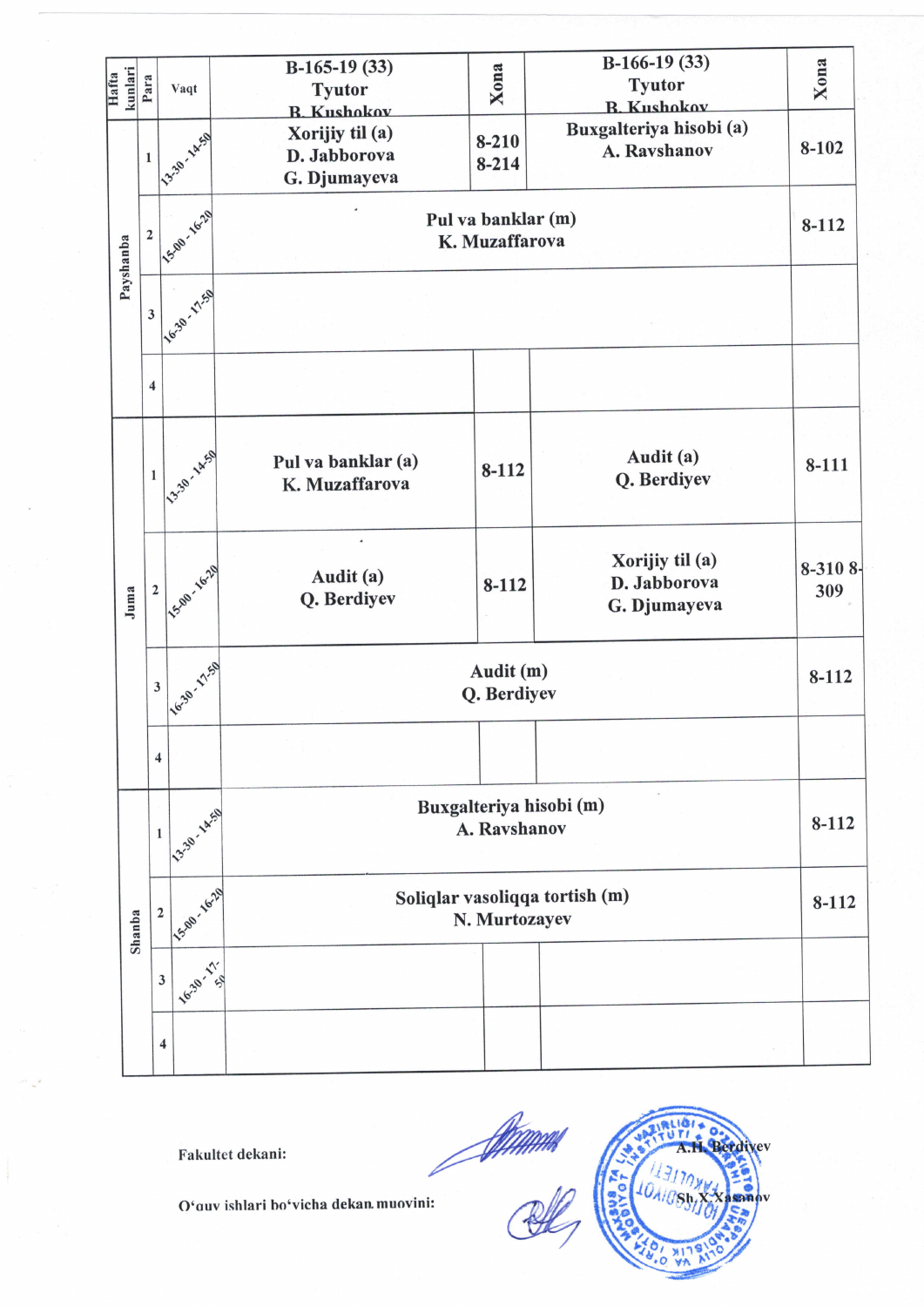| Hafta kunlari | Para | Vaqt | B-165-19 (33) Tyutor B. Kushokov | Xona | B-166-19 (33) Tyutor B. Kushokov | Xona |
|---|---|---|---|---|---|---|
| Payshanba | 1 | 13-30 - 14-50 | Xorijiy til (a) D. Jabborova G. Djumayeva | 8-210 8-214 | Buxgalteriya hisobi (a) A. Ravshanov | 8-102 |
| | 2 | 15-00 - 16-20 | Pul va banklar (m) K. Muzaffarova | | | 8-112 |
| | 3 | 16-30 - 17-50 | | | | |
| | 4 | | | | | |
| Juma | 1 | 13-30 - 14-50 | Pul va banklar (a) K. Muzaffarova | 8-112 | Audit (a) Q. Berdiyev | 8-111 |
| | 2 | 15-00 - 16-20 | Audit (a) Q. Berdiyev | 8-112 | Xorijiy til (a) D. Jabborova G. Djumayeva | 8-310 8-309 |
| | 3 | 16-30 - 17-50 | Audit (m) Q. Berdiyev | | | 8-112 |
| | 4 | | | | | |
| Shanba | 1 | 13-30 - 14-50 | Buxgalteriya hisobi (m) A. Ravshanov | | | 8-112 |
| | 2 | 15-00 - 16-20 | Soliqlar vasoliqqa tortish (m) N. Murtozayev | | | 8-112 |
| | 3 | 16-30 - 17-50 | | | | |
| | 4 | | | | | |

Fakultet dekani: A.H. Berdiyev

O'quv ishlari bo'yicha dekan muovini: Sh.X.Xasanov